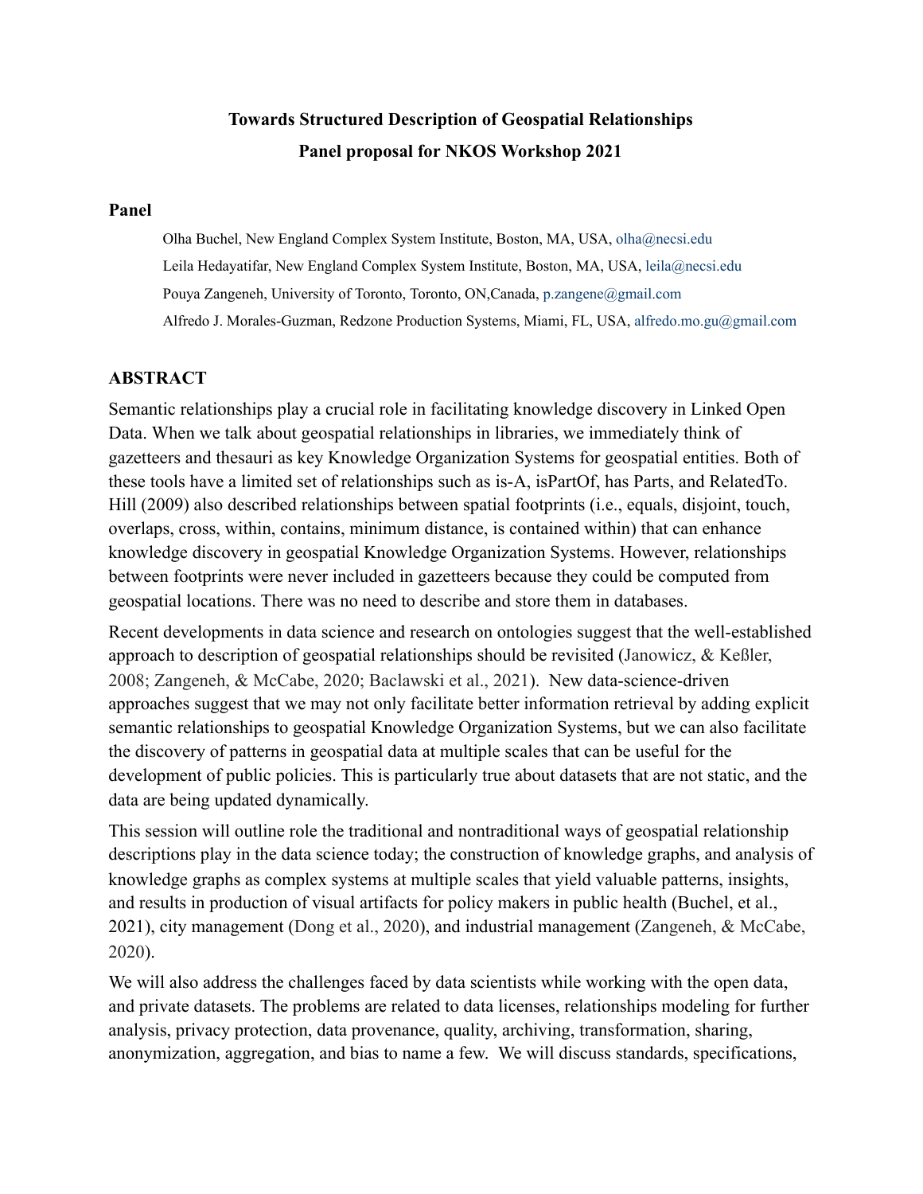**Towards Structured Description of Geospatial Relationships**

**Panel proposal for NKOS Workshop 2021**

## Panel

Olha Buchel, New England Complex System Institute, Boston, MA, USA, olha@necsi.edu

Leila Hedayatifar, New England Complex System Institute, Boston, MA, USA, leila@necsi.edu

Pouya Zangeneh, University of Toronto, Toronto, ON,Canada, p.zangene@gmail.com

Alfredo J. Morales-Guzman, Redzone Production Systems, Miami, FL, USA, alfredo.mo.gu@gmail.com

## ABSTRACT

Semantic relationships play a crucial role in facilitating knowledge discovery in Linked Open Data. When we talk about geospatial relationships in libraries, we immediately think of gazetteers and thesauri as key Knowledge Organization Systems for geospatial entities. Both of these tools have a limited set of relationships such as is-A, isPartOf, has Parts, and RelatedTo. Hill (2009) also described relationships between spatial footprints (i.e., equals, disjoint, touch, overlaps, cross, within, contains, minimum distance, is contained within) that can enhance knowledge discovery in geospatial Knowledge Organization Systems. However, relationships between footprints were never included in gazetteers because they could be computed from geospatial locations. There was no need to describe and store them in databases.

Recent developments in data science and research on ontologies suggest that the well-established approach to description of geospatial relationships should be revisited (Janowicz, & Keßler, 2008; Zangeneh, & McCabe, 2020; Baclawski et al., 2021). New data-science-driven approaches suggest that we may not only facilitate better information retrieval by adding explicit semantic relationships to geospatial Knowledge Organization Systems, but we can also facilitate the discovery of patterns in geospatial data at multiple scales that can be useful for the development of public policies. This is particularly true about datasets that are not static, and the data are being updated dynamically.

This session will outline role the traditional and nontraditional ways of geospatial relationship descriptions play in the data science today; the construction of knowledge graphs, and analysis of knowledge graphs as complex systems at multiple scales that yield valuable patterns, insights, and results in production of visual artifacts for policy makers in public health (Buchel, et al., 2021), city management (Dong et al., 2020), and industrial management (Zangeneh, & McCabe, 2020).

We will also address the challenges faced by data scientists while working with the open data, and private datasets. The problems are related to data licenses, relationships modeling for further analysis, privacy protection, data provenance, quality, archiving, transformation, sharing, anonymization, aggregation, and bias to name a few. We will discuss standards, specifications,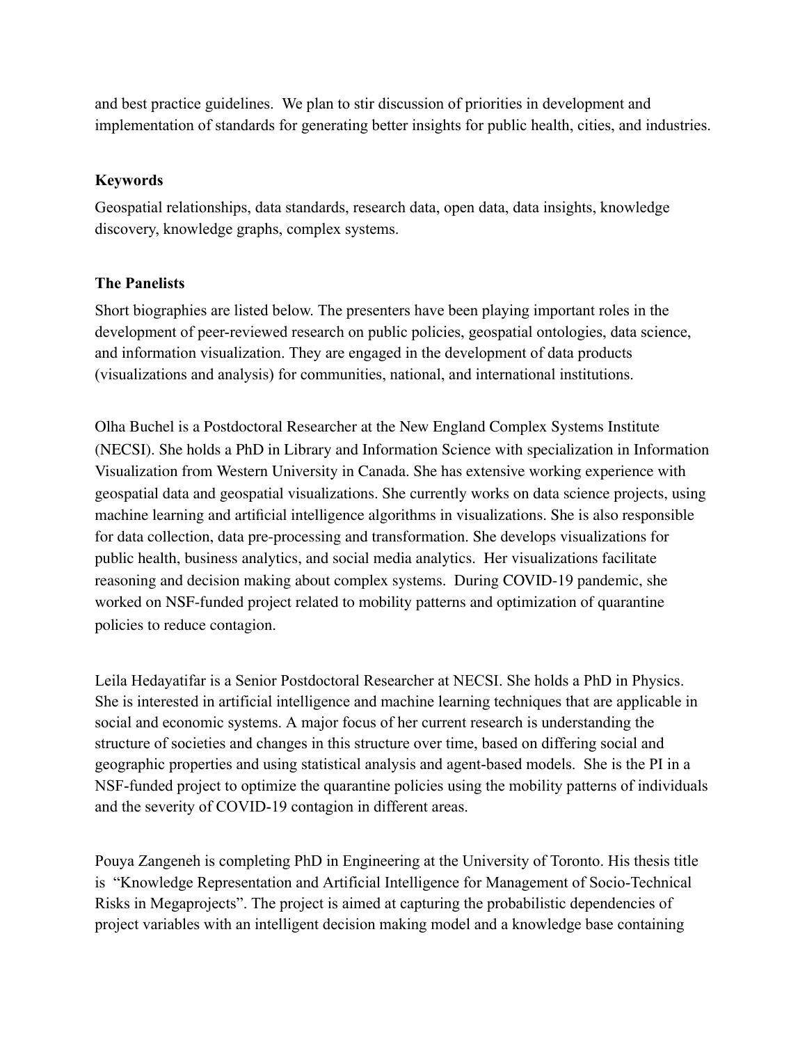and best practice guidelines. We plan to stir discussion of priorities in development and implementation of standards for generating better insights for public health, cities, and industries.

**Keywords**

Geospatial relationships, data standards, research data, open data, data insights, knowledge discovery, knowledge graphs, complex systems.

**The Panelists**

Short biographies are listed below. The presenters have been playing important roles in the development of peer-reviewed research on public policies, geospatial ontologies, data science, and information visualization. They are engaged in the development of data products (visualizations and analysis) for communities, national, and international institutions.

Olha Buchel is a Postdoctoral Researcher at the New England Complex Systems Institute (NECSI). She holds a PhD in Library and Information Science with specialization in Information Visualization from Western University in Canada. She has extensive working experience with geospatial data and geospatial visualizations. She currently works on data science projects, using machine learning and artificial intelligence algorithms in visualizations. She is also responsible for data collection, data pre-processing and transformation. She develops visualizations for public health, business analytics, and social media analytics. Her visualizations facilitate reasoning and decision making about complex systems. During COVID-19 pandemic, she worked on NSF-funded project related to mobility patterns and optimization of quarantine policies to reduce contagion.

Leila Hedayatifar is a Senior Postdoctoral Researcher at NECSI. She holds a PhD in Physics. She is interested in artificial intelligence and machine learning techniques that are applicable in social and economic systems. A major focus of her current research is understanding the structure of societies and changes in this structure over time, based on differing social and geographic properties and using statistical analysis and agent-based models. She is the PI in a NSF-funded project to optimize the quarantine policies using the mobility patterns of individuals and the severity of COVID-19 contagion in different areas.

Pouya Zangeneh is completing PhD in Engineering at the University of Toronto. His thesis title is "Knowledge Representation and Artificial Intelligence for Management of Socio-Technical Risks in Megaprojects". The project is aimed at capturing the probabilistic dependencies of project variables with an intelligent decision making model and a knowledge base containing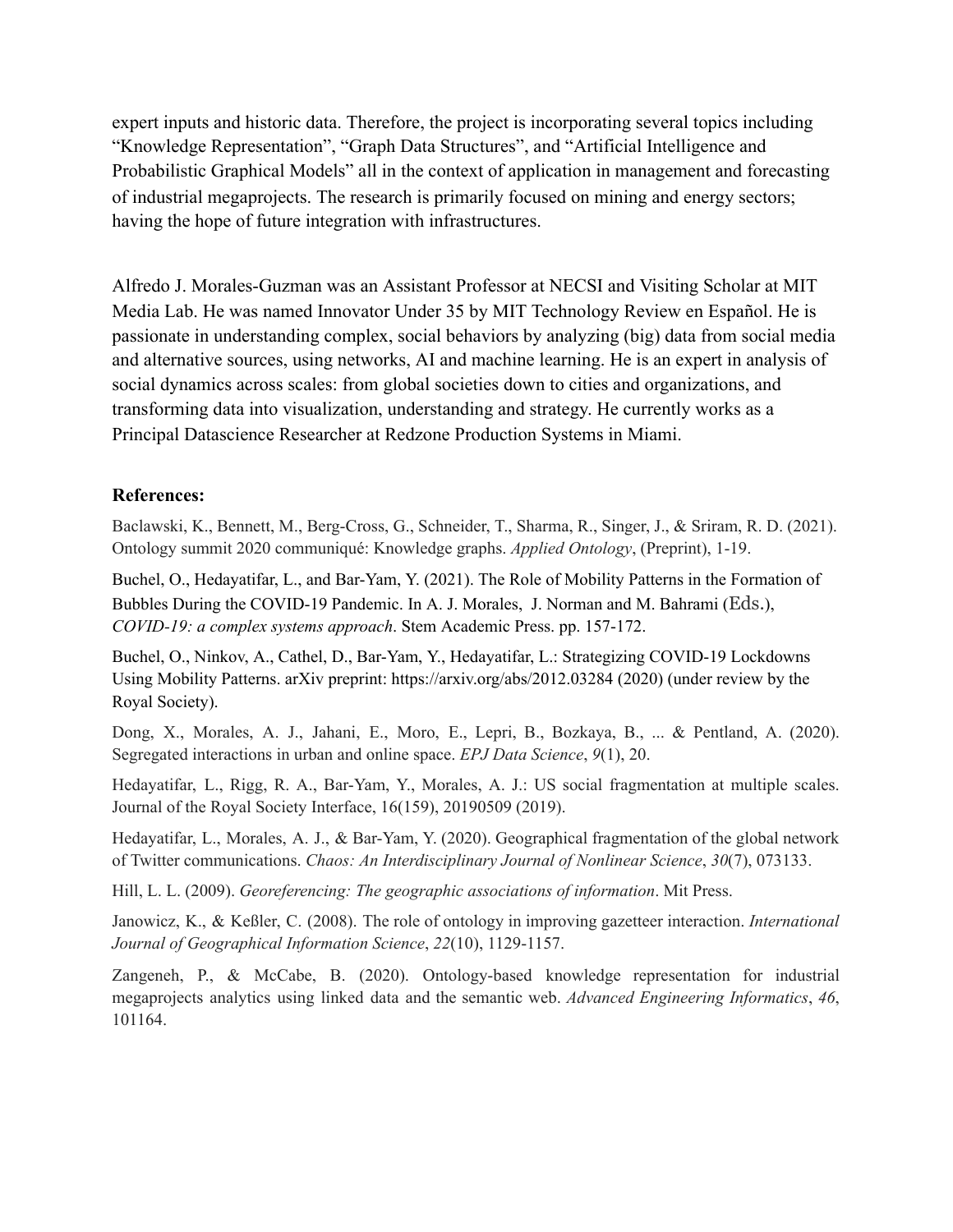expert inputs and historic data. Therefore, the project is incorporating several topics including "Knowledge Representation", "Graph Data Structures", and "Artificial Intelligence and Probabilistic Graphical Models" all in the context of application in management and forecasting of industrial megaprojects. The research is primarily focused on mining and energy sectors; having the hope of future integration with infrastructures.

Alfredo J. Morales-Guzman was an Assistant Professor at NECSI and Visiting Scholar at MIT Media Lab. He was named Innovator Under 35 by MIT Technology Review en Español. He is passionate in understanding complex, social behaviors by analyzing (big) data from social media and alternative sources, using networks, AI and machine learning. He is an expert in analysis of social dynamics across scales: from global societies down to cities and organizations, and transforming data into visualization, understanding and strategy. He currently works as a Principal Datascience Researcher at Redzone Production Systems in Miami.

**References:**

Baclawski, K., Bennett, M., Berg-Cross, G., Schneider, T., Sharma, R., Singer, J., & Sriram, R. D. (2021). Ontology summit 2020 communiqué: Knowledge graphs. *Applied Ontology*, (Preprint), 1-19.

Buchel, O., Hedayatifar, L., and Bar-Yam, Y. (2021). The Role of Mobility Patterns in the Formation of Bubbles During the COVID-19 Pandemic. In A. J. Morales, J. Norman and M. Bahrami (Eds.), *COVID-19: a complex systems approach*. Stem Academic Press. pp. 157-172.

Buchel, O., Ninkov, A., Cathel, D., Bar-Yam, Y., Hedayatifar, L.: Strategizing COVID-19 Lockdowns Using Mobility Patterns. arXiv preprint: https://arxiv.org/abs/2012.03284 (2020) (under review by the Royal Society).

Dong, X., Morales, A. J., Jahani, E., Moro, E., Lepri, B., Bozkaya, B., ... & Pentland, A. (2020). Segregated interactions in urban and online space. *EPJ Data Science*, *9*(1), 20.

Hedayatifar, L., Rigg, R. A., Bar-Yam, Y., Morales, A. J.: US social fragmentation at multiple scales. Journal of the Royal Society Interface, 16(159), 20190509 (2019).

Hedayatifar, L., Morales, A. J., & Bar-Yam, Y. (2020). Geographical fragmentation of the global network of Twitter communications. *Chaos: An Interdisciplinary Journal of Nonlinear Science*, *30*(7), 073133.

Hill, L. L. (2009). *Georeferencing: The geographic associations of information*. Mit Press.

Janowicz, K., & Keßler, C. (2008). The role of ontology in improving gazetteer interaction. *International Journal of Geographical Information Science*, *22*(10), 1129-1157.

Zangeneh, P., & McCabe, B. (2020). Ontology-based knowledge representation for industrial megaprojects analytics using linked data and the semantic web. *Advanced Engineering Informatics*, *46*, 101164.